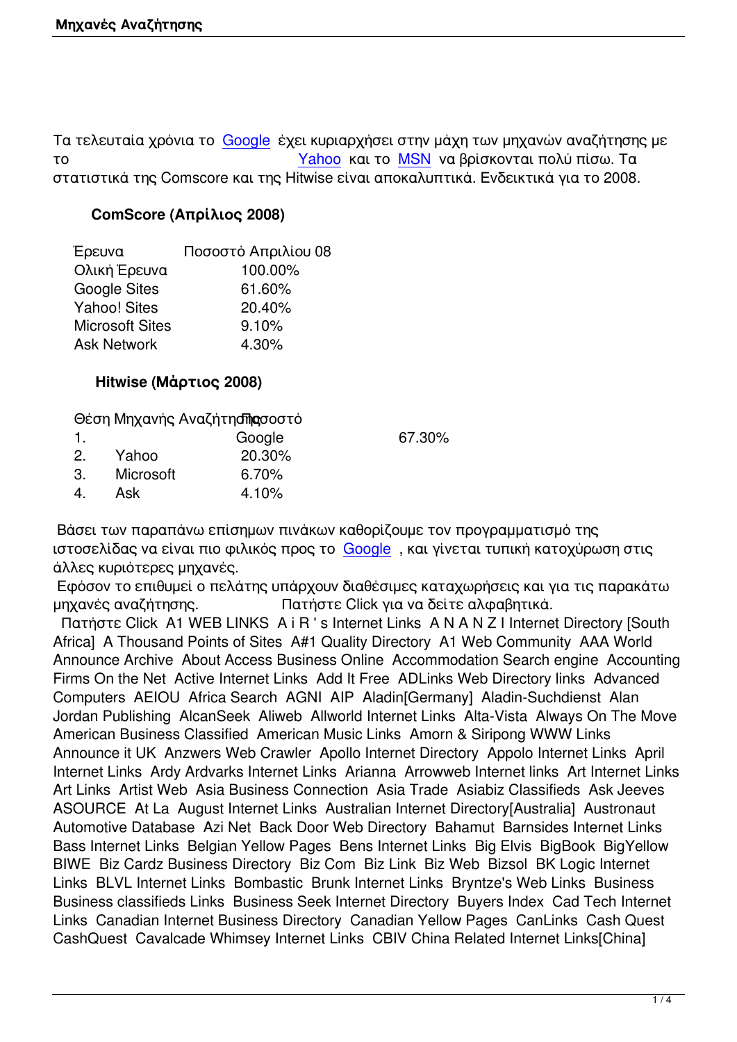Τα τελευταία χρόνια το Google έχει κυριαρχήσει στην μάχη των μηχανών αναζήτησης με το Yahoo και το MSN να βρίσκονται πολύ πίσω. Τα στατιστικά της Comscore και της Hitwise είναι αποκαλυπτικά. Ενδεικτικά για το 2008.

**ComScore (Απρίλιος 2008)**

| Έρευνα | Ποσοστό Απριλίου 08 |
| --- | --- |
| Ολική Έρευνα | 100.00% |
| Google Sites | 61.60% |
| Yahoo! Sites | 20.40% |
| Microsoft Sites | 9.10% |
| Ask Network | 4.30% |

**Hitwise (Μάρτιος 2008)**

| Θέση | Μηχανής Αναζήτησης | Ποσοστό |
| --- | --- | --- |
| 1. | Google | 67.30% |
| 2. | Yahoo | 20.30% |
| 3. | Microsoft | 6.70% |
| 4. | Ask | 4.10% |

Βάσει των παραπάνω επίσημων πινάκων καθορίζουμε τον προγραμματισμό της ιστοσελίδας να είναι πιο φιλικός προς το Google , και γίνεται τυπική κατοχύρωση στις άλλες κυριότερες μηχανές.

Εφόσον το επιθυμεί ο πελάτης υπάρχουν διαθέσιμες καταχωρήσεις και για τις παρακάτω μηχανές αναζήτησης. Πατήστε Click για να δείτε αλφαβητικά.

Πατήστε Click A1 WEB LINKS A i R ' s Internet Links A N A N Z I Internet Directory [South Africa] A Thousand Points of Sites A#1 Quality Directory A1 Web Community AAA World Announce Archive About Access Business Online Accommodation Search engine Accounting Firms On the Net Active Internet Links Add It Free ADLinks Web Directory links Advanced Computers AEIOU Africa Search AGNI AIP Aladin[Germany] Aladin-Suchdienst Alan Jordan Publishing AlcanSeek Aliweb Allworld Internet Links Alta-Vista Always On The Move American Business Classified American Music Links Amorn & Siripong WWW Links Announce it UK Anzwers Web Crawler Apollo Internet Directory Appolo Internet Links April Internet Links Ardy Ardvarks Internet Links Arianna Arrowweb Internet links Art Internet Links Art Links Artist Web Asia Business Connection Asia Trade Asiabiz Classifieds Ask Jeeves ASOURCE At La August Internet Links Australian Internet Directory[Australia] Austronaut Automotive Database Azi Net Back Door Web Directory Bahamut Barnsides Internet Links Bass Internet Links Belgian Yellow Pages Bens Internet Links Big Elvis BigBook BigYellow BIWE Biz Cardz Business Directory Biz Com Biz Link Biz Web Bizsol BK Logic Internet Links BLVL Internet Links Bombastic Brunk Internet Links Bryntze's Web Links Business Business classifieds Links Business Seek Internet Directory Buyers Index Cad Tech Internet Links Canadian Internet Business Directory Canadian Yellow Pages CanLinks Cash Quest CashQuest Cavalcade Whimsey Internet Links CBIV China Related Internet Links[China]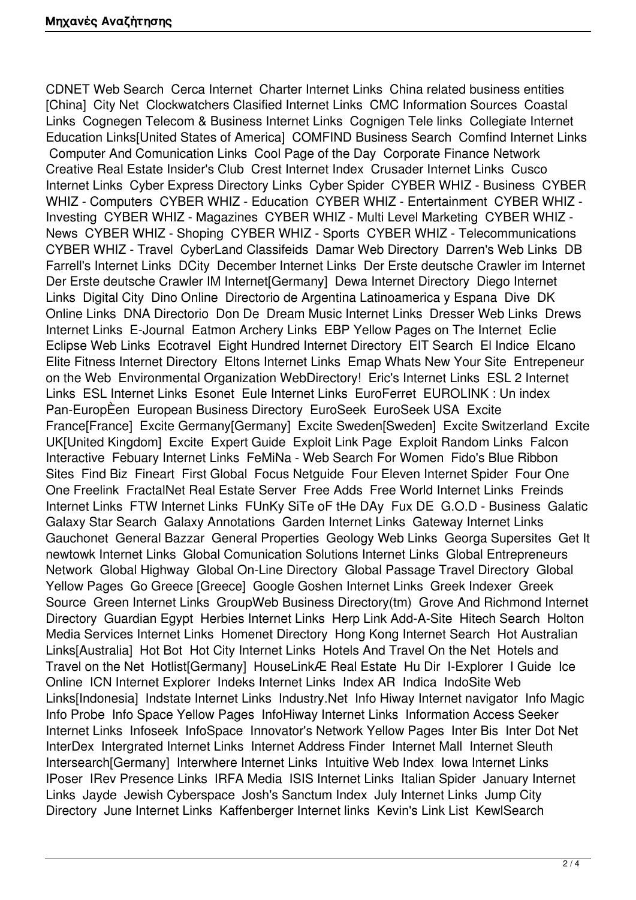CDNET Web Search  Cerca Internet  Charter Internet Links  China related business entities [China]  City Net  Clockwatchers Clasified Internet Links  CMC Information Sources  Coastal Links  Cognegen Telecom & Business Internet Links  Cognigen Tele links  Collegiate Internet Education Links[United States of America]  COMFIND Business Search  Comfind Internet Links  Computer And Comunication Links  Cool Page of the Day  Corporate Finance Network  Creative Real Estate Insider's Club  Crest Internet Index  Crusader Internet Links  Cusco Internet Links  Cyber Express Directory Links  Cyber Spider  CYBER WHIZ - Business  CYBER WHIZ - Computers  CYBER WHIZ - Education  CYBER WHIZ - Entertainment  CYBER WHIZ - Investing  CYBER WHIZ - Magazines  CYBER WHIZ - Multi Level Marketing  CYBER WHIZ - News  CYBER WHIZ - Shoping  CYBER WHIZ - Sports  CYBER WHIZ - Telecommunications  CYBER WHIZ - Travel  CyberLand Classifeids  Damar Web Directory  Darren's Web Links  DB Farrell's Internet Links  DCity  December Internet Links  Der Erste deutsche Crawler im Internet  Der Erste deutsche Crawler IM Internet[Germany]  Dewa Internet Directory  Diego Internet Links  Digital City  Dino Online  Directorio de Argentina Latinoamerica y Espana  Dive  DK Online Links  DNA Directorio  Don De  Dream Music Internet Links  Dresser Web Links  Drews Internet Links  E-Journal  Eatmon Archery Links  EBP Yellow Pages on The Internet  Eclie Eclipse Web Links  Ecotravel  Eight Hundred Internet Directory  EIT Search  El Indice  Elcano Elite Fitness Internet Directory  Eltons Internet Links  Emap Whats New Your Site  Entrepeneur on the Web  Environmental Organization WebDirectory!  Eric's Internet Links  ESL 2 Internet Links  ESL Internet Links  Esonet  Eule Internet Links  EuroFerret  EUROLINK : Un index Pan-EuropÈen  European Business Directory  EuroSeek  EuroSeek USA  Excite France[France]  Excite Germany[Germany]  Excite Sweden[Sweden]  Excite Switzerland  Excite UK[United Kingdom]  Excite  Expert Guide  Exploit Link Page  Exploit Random Links  Falcon Interactive  Febuary Internet Links  FeMiNa - Web Search For Women  Fido's Blue Ribbon Sites  Find Biz  Fineart  First Global  Focus Netguide  Four Eleven Internet Spider  Four One One Freelink  FractalNet Real Estate Server  Free Adds  Free World Internet Links  Freinds Internet Links  FTW Internet Links  FUnKy SiTe oF tHe DAy  Fux DE  G.O.D - Business  Galatic Galaxy Star Search  Galaxy Annotations  Garden Internet Links  Gateway Internet Links  Gauchonet  General Bazzar  General Properties  Geology Web Links  Georga Supersites  Get It newtowk Internet Links  Global Comunication Solutions Internet Links  Global Entrepreneurs Network  Global Highway  Global On-Line Directory  Global Passage Travel Directory  Global Yellow Pages  Go Greece [Greece]  Google Goshen Internet Links  Greek Indexer  Greek Source  Green Internet Links  GroupWeb Business Directory(tm)  Grove And Richmond Internet Directory  Guardian Egypt  Herbies Internet Links  Herp Link Add-A-Site  Hitech Search  Holton Media Services Internet Links  Homenet Directory  Hong Kong Internet Search  Hot Australian Links[Australia]  Hot Bot  Hot City Internet Links  Hotels And Travel On the Net  Hotels and Travel on the Net  Hotlist[Germany]  HouseLinkÆ Real Estate  Hu Dir  I-Explorer  I Guide  Ice Online  ICN Internet Explorer  Indeks Internet Links  Index AR  Indica  IndoSite Web Links[Indonesia]  Indstate Internet Links  Industry.Net  Info Hiway Internet navigator  Info Magic  Info Probe  Info Space Yellow Pages  InfoHiway Internet Links  Information Access Seeker Internet Links  Infoseek  InfoSpace  Innovator's Network Yellow Pages  Inter Bis  Inter Dot Net  InterDex  Intergrated Internet Links  Internet Address Finder  Internet Mall  Internet Sleuth  Intersearch[Germany]  Interwhere Internet Links  Intuitive Web Index  Iowa Internet Links  IPoser  IRev Presence Links  IRFA Media  ISIS Internet Links  Italian Spider  January Internet Links  Jayde  Jewish Cyberspace  Josh's Sanctum Index  July Internet Links  Jump City Directory  June Internet Links  Kaffenberger Internet links  Kevin's Link List  KewlSearch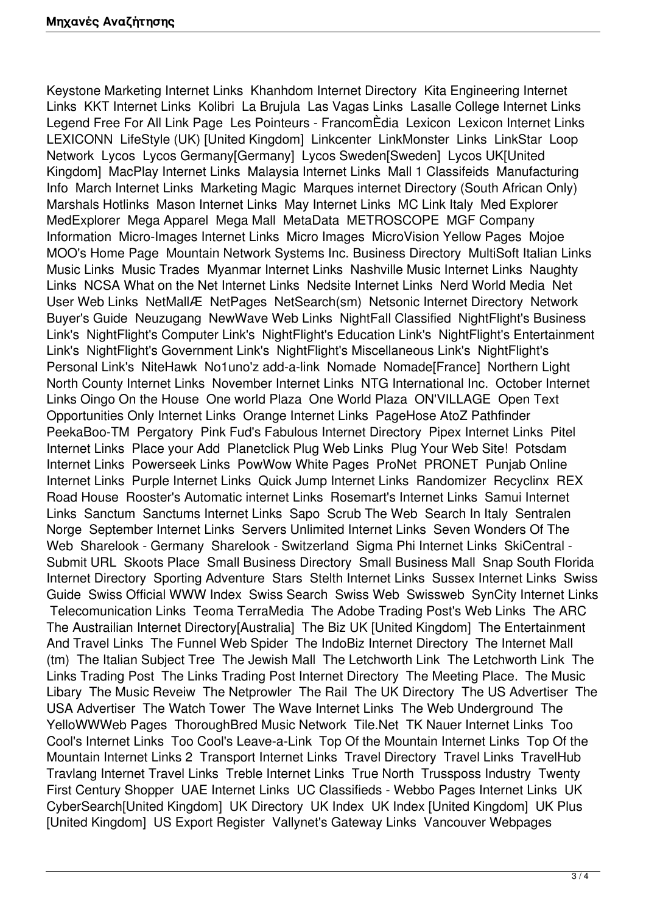Keystone Marketing Internet Links  Khanhdom Internet Directory  Kita Engineering Internet Links  KKT Internet Links  Kolibri  La Brujula  Las Vagas Links  Lasalle College Internet Links  Legend Free For All Link Page  Les Pointeurs - FrancomÈdia  Lexicon  Lexicon Internet Links  LEXICONN  LifeStyle (UK) [United Kingdom]  Linkcenter  LinkMonster  Links  LinkStar  Loop Network  Lycos  Lycos Germany[Germany]  Lycos Sweden[Sweden]  Lycos UK[United Kingdom]  MacPlay Internet Links  Malaysia Internet Links  Mall 1 Classifeids  Manufacturing Info  March Internet Links  Marketing Magic  Marques internet Directory (South African Only)  Marshals Hotlinks  Mason Internet Links  May Internet Links  MC Link Italy  Med Explorer  MedExplorer  Mega Apparel  Mega Mall  MetaData  METROSCOPE  MGF Company Information  Micro-Images Internet Links  Micro Images  MicroVision Yellow Pages  Mojoe  MOO's Home Page  Mountain Network Systems Inc. Business Directory  MultiSoft Italian Links  Music Links  Music Trades  Myanmar Internet Links  Nashville Music Internet Links  Naughty Links  NCSA What on the Net Internet Links  Nedsite Internet Links  Nerd World Media  Net User Web Links  NetMallÆ  NetPages  NetSearch(sm)  Netsonic Internet Directory  Network Buyer's Guide  Neuzugang  NewWave Web Links  NightFall Classified  NightFlight's Business Link's  NightFlight's Computer Link's  NightFlight's Education Link's  NightFlight's Entertainment Link's  NightFlight's Government Link's  NightFlight's Miscellaneous Link's  NightFlight's Personal Link's  NiteHawk  No1uno'z add-a-link  Nomade  Nomade[France]  Northern Light  North County Internet Links  November Internet Links  NTG International Inc.  October Internet Links Oingo On the House  One world Plaza  One World Plaza  ON'VILLAGE  Open Text  Opportunities Only Internet Links  Orange Internet Links  PageHose AtoZ Pathfinder  PeekaBoo-TM  Pergatory  Pink Fud's Fabulous Internet Directory  Pipex Internet Links  Pitel Internet Links  Place your Add  Planetclick Plug Web Links  Plug Your Web Site!  Potsdam Internet Links  Powerseek Links  PowWow White Pages  ProNet  PRONET  Punjab Online Internet Links  Purple Internet Links  Quick Jump Internet Links  Randomizer  Recyclinx  REX Road House  Rooster's Automatic internet Links  Rosemart's Internet Links  Samui Internet Links  Sanctum  Sanctums Internet Links  Sapo  Scrub The Web  Search In Italy  Sentralen Norge  September Internet Links  Servers Unlimited Internet Links  Seven Wonders Of The Web  Sharelook - Germany  Sharelook - Switzerland  Sigma Phi Internet Links  SkiCentral - Submit URL  Skoots Place  Small Business Directory  Small Business Mall  Snap South Florida Internet Directory  Sporting Adventure  Stars  Stelth Internet Links  Sussex Internet Links  Swiss Guide  Swiss Official WWW Index  Swiss Search  Swiss Web  Swissweb  SynCity Internet Links  Telecomunication Links  Teoma TerraMedia  The Adobe Trading Post's Web Links  The ARC  The Austrailian Internet Directory[Australia]  The Biz UK [United Kingdom]  The Entertainment And Travel Links  The Funnel Web Spider  The IndoBiz Internet Directory  The Internet Mall (tm)  The Italian Subject Tree  The Jewish Mall  The Letchworth Link  The Letchworth Link  The Links Trading Post  The Links Trading Post Internet Directory  The Meeting Place.  The Music Libary  The Music Reveiw  The Netprowler  The Rail  The UK Directory  The US Advertiser  The USA Advertiser  The Watch Tower  The Wave Internet Links  The Web Underground  The YelloWWWeb Pages  ThoroughBred Music Network  Tile.Net  TK Nauer Internet Links  Too Cool's Internet Links  Too Cool's Leave-a-Link  Top Of the Mountain Internet Links  Top Of the Mountain Internet Links 2  Transport Internet Links  Travel Directory  Travel Links  TravelHub  Travlang Internet Travel Links  Treble Internet Links  True North  Trussposs Industry  Twenty First Century Shopper  UAE Internet Links  UC Classifieds - Webbo Pages Internet Links  UK CyberSearch[United Kingdom]  UK Directory  UK Index  UK Index [United Kingdom]  UK Plus [United Kingdom]  US Export Register  Vallynet's Gateway Links  Vancouver Webpages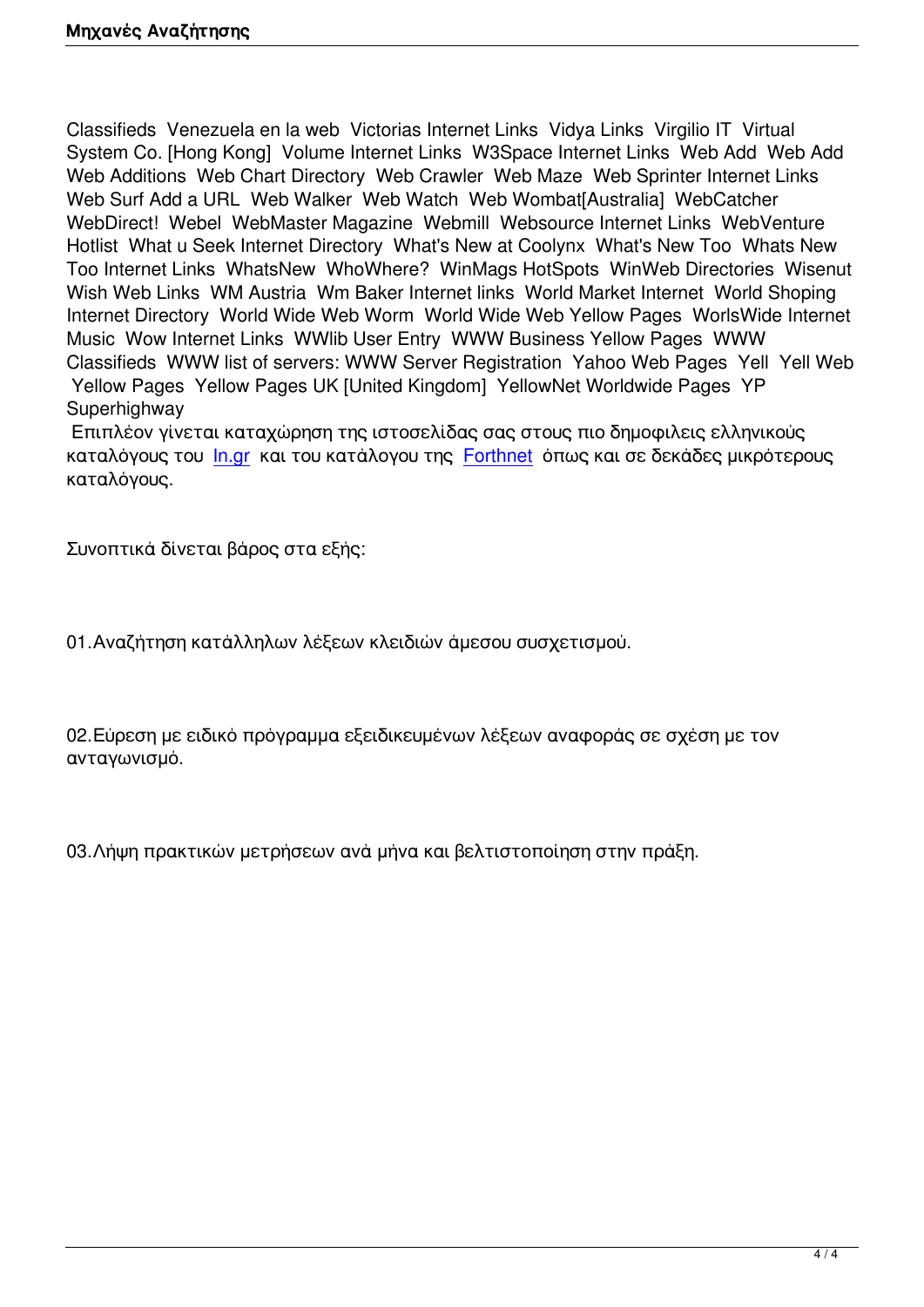Classifieds  Venezuela en la web  Victorias Internet Links  Vidya Links  Virgilio IT  Virtual System Co. [Hong Kong]  Volume Internet Links  W3Space Internet Links  Web Add  Web Add Web Additions  Web Chart Directory  Web Crawler  Web Maze  Web Sprinter Internet Links Web Surf Add a URL  Web Walker  Web Watch  Web Wombat[Australia]  WebCatcher WebDirect!  Webel  WebMaster Magazine  Webmill  Websource Internet Links  WebVenture Hotlist  What u Seek Internet Directory  What's New at Coolynx  What's New Too  Whats New Too Internet Links  WhatsNew  WhoWhere?  WinMags HotSpots  WinWeb Directories  Wisenut Wish Web Links  WM Austria  Wm Baker Internet links  World Market Internet  World Shoping Internet Directory  World Wide Web Worm  World Wide Web Yellow Pages  WorlsWide Internet Music  Wow Internet Links  WWlib User Entry  WWW Business Yellow Pages  WWW Classifieds  WWW list of servers: WWW Server Registration  Yahoo Web Pages  Yell  Yell Web Yellow Pages  Yellow Pages UK [United Kingdom]  YellowNet Worldwide Pages  YP Superhighway

Επιπλέον γίνεται καταχώρηση της ιστοσελίδας σας στους πιο δημοφιλεις ελληνικούς καταλόγους του In.gr και του κατάλογου της Forthnet όπως και σε δεκάδες μικρότερους καταλόγους.

Συνοπτικά δίνεται βάρος στα εξής:

01.Αναζήτηση κατάλληλων λέξεων κλειδιών άμεσου συσχετισμού.

02.Εύρεση με ειδικό πρόγραμμα εξειδικευμένων λέξεων αναφοράς σε σχέση με τον ανταγωνισμό.

03.Λήψη πρακτικών μετρήσεων ανά μήνα και βελτιστοποίηση στην πράξη.